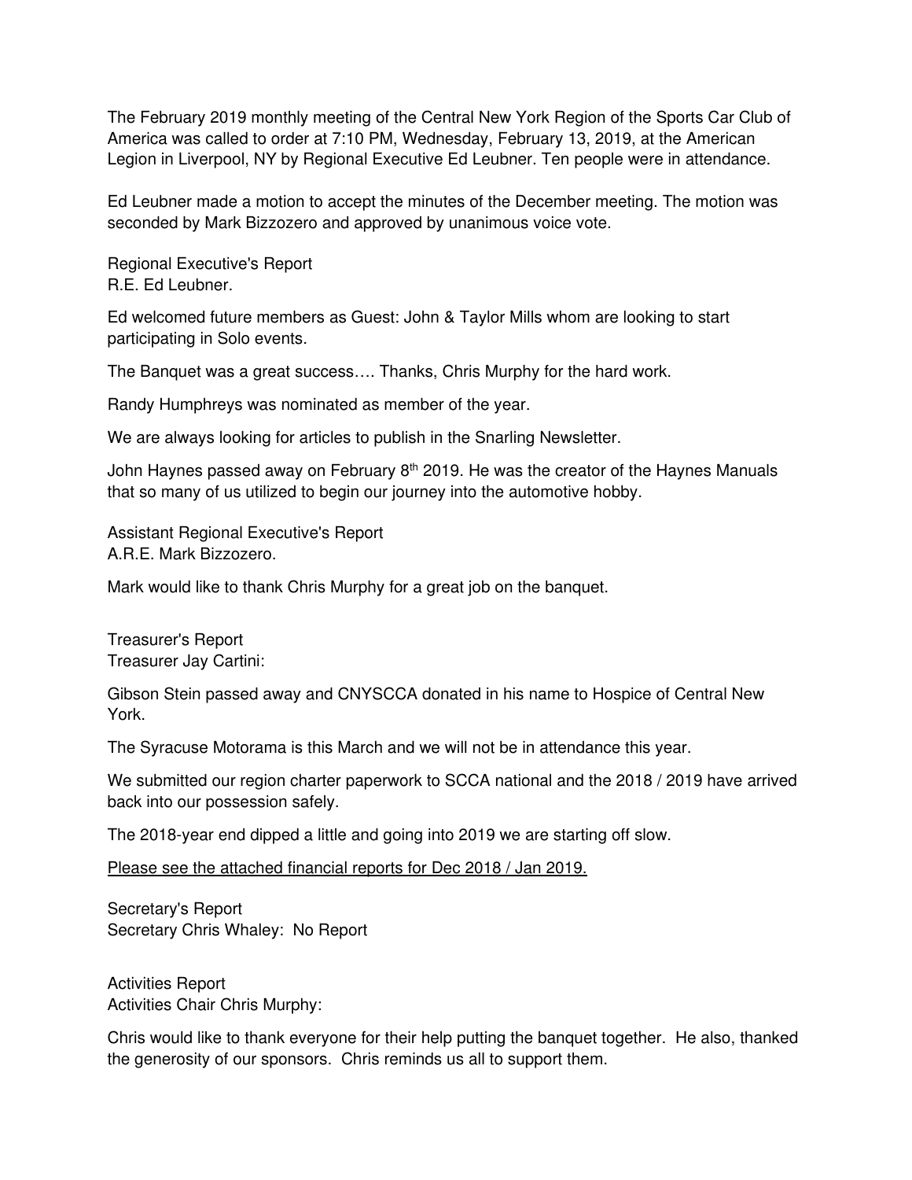The February 2019 monthly meeting of the Central New York Region of the Sports Car Club of America was called to order at 7:10 PM, Wednesday, February 13, 2019, at the American Legion in Liverpool, NY by Regional Executive Ed Leubner. Ten people were in attendance.

Ed Leubner made a motion to accept the minutes of the December meeting. The motion was seconded by Mark Bizzozero and approved by unanimous voice vote.

Regional Executive's Report
R.E. Ed Leubner.

Ed welcomed future members as Guest: John & Taylor Mills whom are looking to start participating in Solo events.

The Banquet was a great success…. Thanks, Chris Murphy for the hard work.

Randy Humphreys was nominated as member of the year.

We are always looking for articles to publish in the Snarling Newsletter.

John Haynes passed away on February 8th 2019. He was the creator of the Haynes Manuals that so many of us utilized to begin our journey into the automotive hobby.

Assistant Regional Executive's Report
A.R.E. Mark Bizzozero.

Mark would like to thank Chris Murphy for a great job on the banquet.

Treasurer's Report
Treasurer Jay Cartini:

Gibson Stein passed away and CNYSCCA donated in his name to Hospice of Central New York.

The Syracuse Motorama is this March and we will not be in attendance this year.

We submitted our region charter paperwork to SCCA national and the 2018 / 2019 have arrived back into our possession safely.

The 2018-year end dipped a little and going into 2019 we are starting off slow.

Please see the attached financial reports for Dec 2018 / Jan 2019.

Secretary's Report
Secretary Chris Whaley: No Report

Activities Report
Activities Chair Chris Murphy:

Chris would like to thank everyone for their help putting the banquet together. He also, thanked the generosity of our sponsors. Chris reminds us all to support them.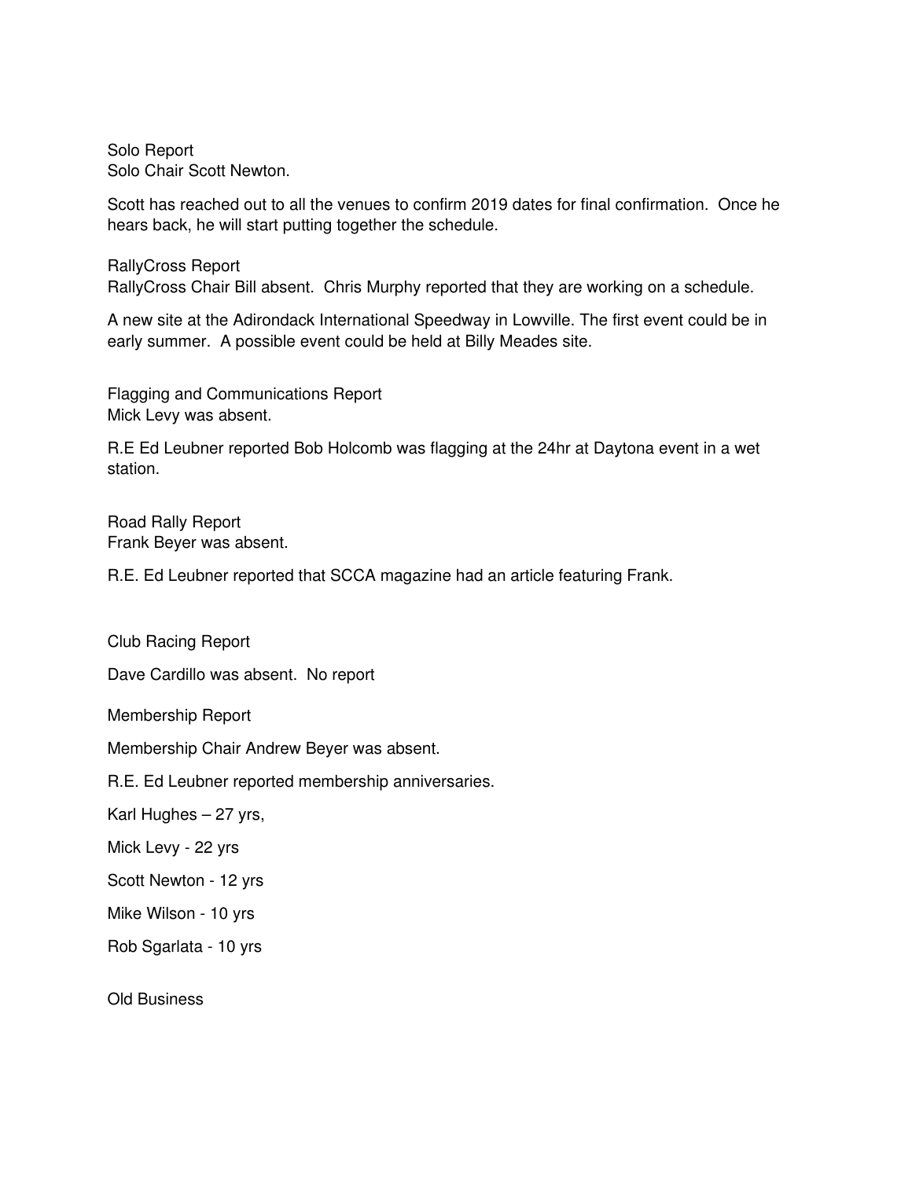## Solo Report

Solo Chair Scott Newton.

Scott has reached out to all the venues to confirm 2019 dates for final confirmation. Once he hears back, he will start putting together the schedule.

## RallyCross Report

RallyCross Chair Bill absent. Chris Murphy reported that they are working on a schedule.

A new site at the Adirondack International Speedway in Lowville. The first event could be in early summer. A possible event could be held at Billy Meades site.

## Flagging and Communications Report

Mick Levy was absent.

R.E Ed Leubner reported Bob Holcomb was flagging at the 24hr at Daytona event in a wet station.

## Road Rally Report

Frank Beyer was absent.

R.E. Ed Leubner reported that SCCA magazine had an article featuring Frank.

## Club Racing Report

Dave Cardillo was absent. No report

## Membership Report

Membership Chair Andrew Beyer was absent.

R.E. Ed Leubner reported membership anniversaries.

Karl Hughes – 27 yrs,

Mick Levy - 22 yrs

Scott Newton - 12 yrs

Mike Wilson - 10 yrs

Rob Sgarlata - 10 yrs

## Old Business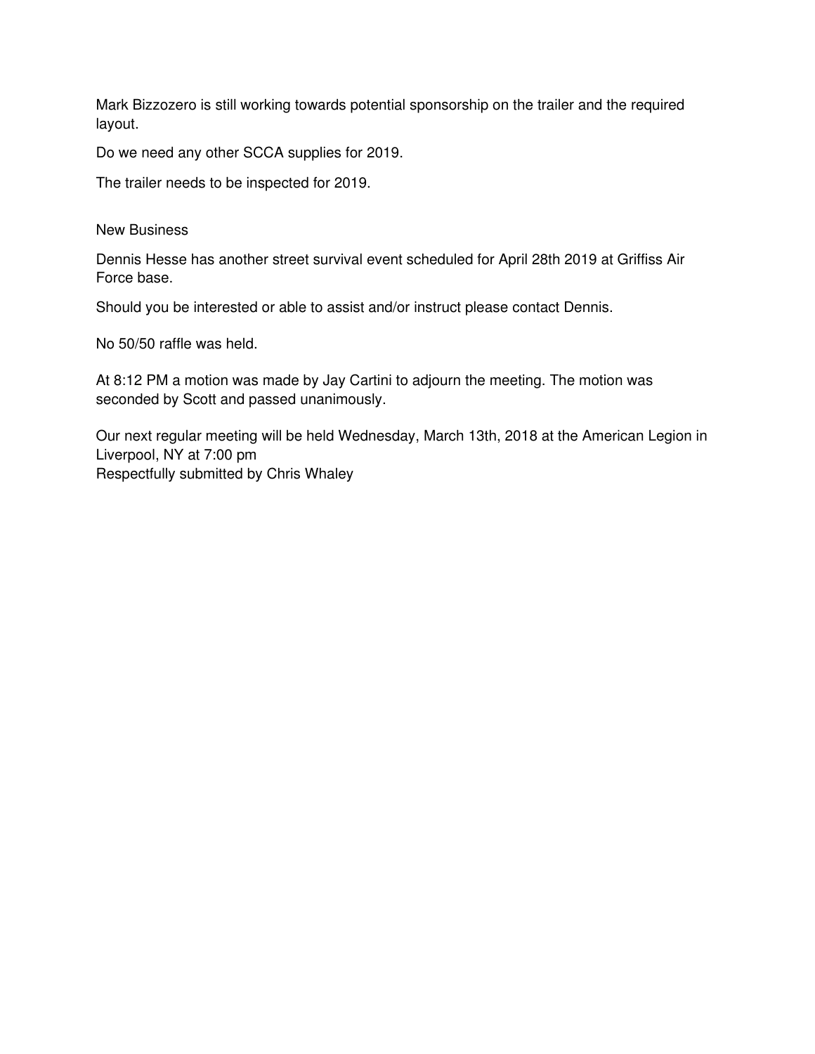Mark Bizzozero is still working towards potential sponsorship on the trailer and the required layout.

Do we need any other SCCA supplies for 2019.

The trailer needs to be inspected for 2019.

New Business

Dennis Hesse has another street survival event scheduled for April 28th 2019 at Griffiss Air Force base.

Should you be interested or able to assist and/or instruct please contact Dennis.

No 50/50 raffle was held.

At 8:12 PM a motion was made by Jay Cartini to adjourn the meeting. The motion was seconded by Scott and passed unanimously.

Our next regular meeting will be held Wednesday, March 13th, 2018 at the American Legion in Liverpool, NY at 7:00 pm
Respectfully submitted by Chris Whaley